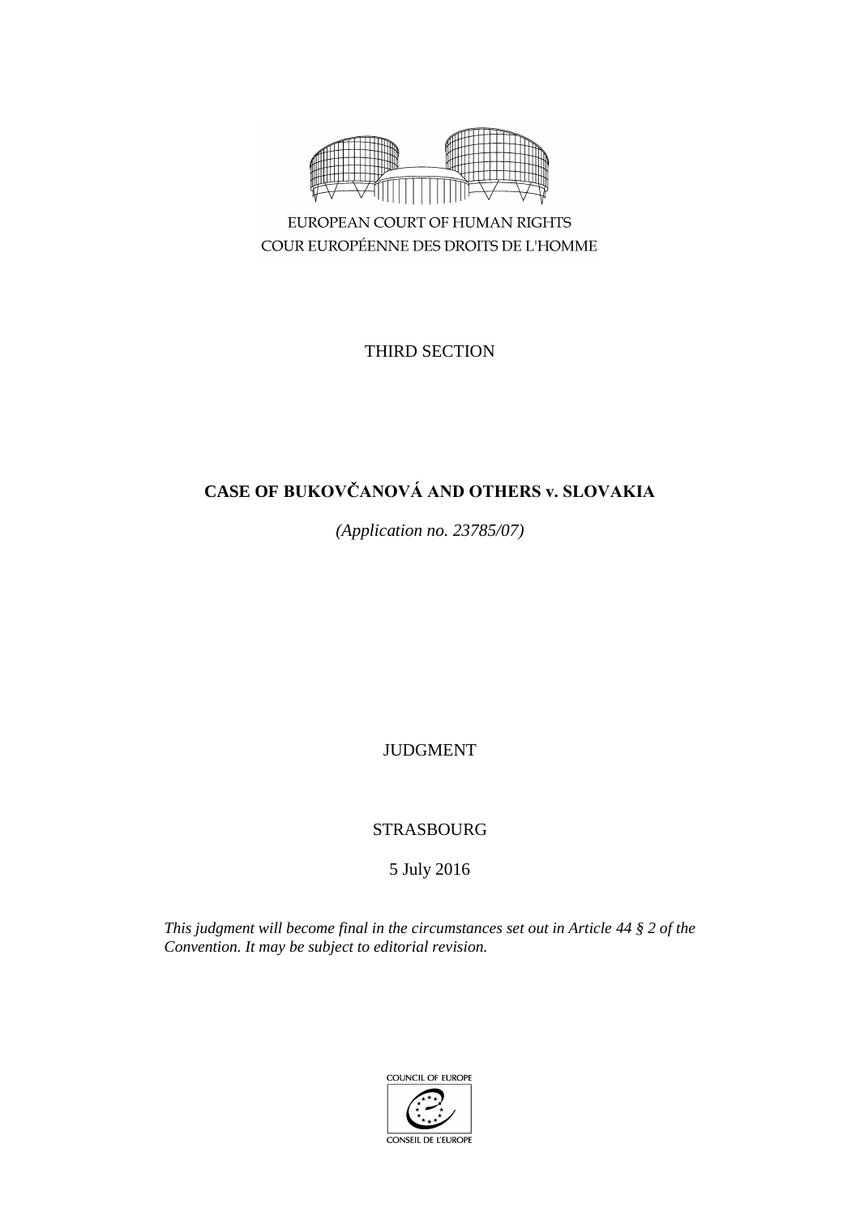EUROPEAN COURT OF HUMAN RIGHTS
COUR EUROPÉENNE DES DROITS DE L'HOMME

THIRD SECTION

# CASE OF BUKOVČANOVÁ AND OTHERS v. SLOVAKIA

*(Application no. 23785/07)*

JUDGMENT

STRASBOURG

5 July 2016

*This judgment will become final in the circumstances set out in Article 44 § 2 of the Convention. It may be subject to editorial revision.*

COUNCIL OF EUROPE
CONSEIL DE L'EUROPE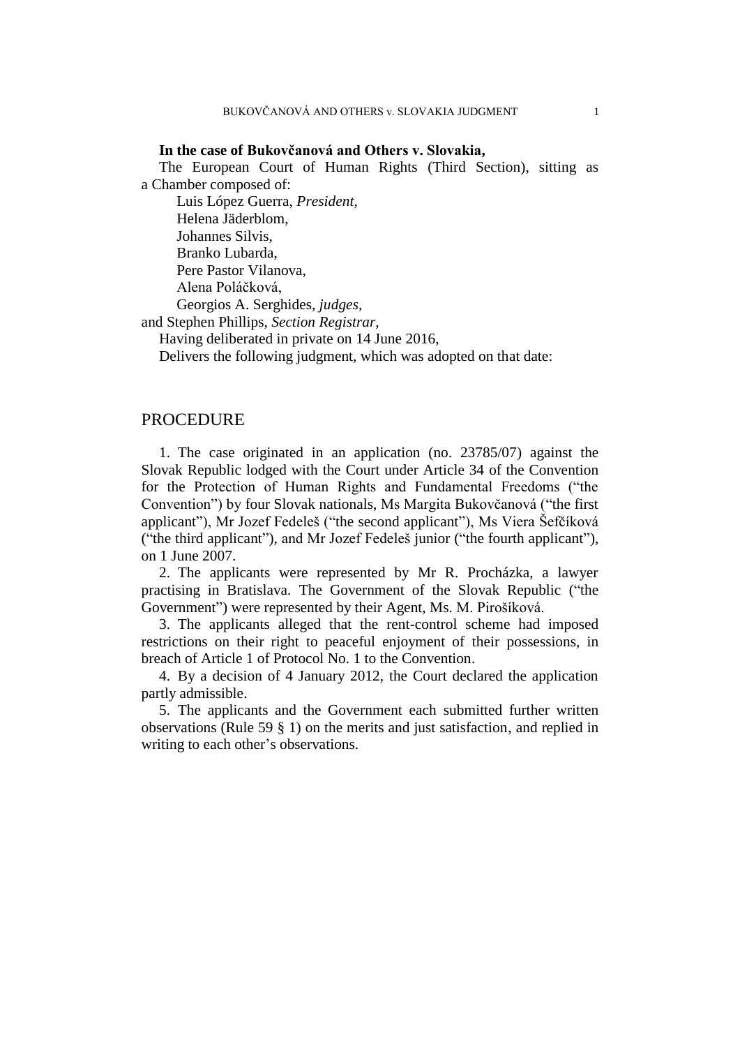**In the case of Bukovčanová and Others v. Slovakia,**

The European Court of Human Rights (Third Section), sitting as a Chamber composed of:

Luis López Guerra, *President,*
Helena Jäderblom,
Johannes Silvis,
Branko Lubarda,
Pere Pastor Vilanova,
Alena Poláčková,
Georgios A. Serghides, *judges,*
and Stephen Phillips, *Section Registrar,*

Having deliberated in private on 14 June 2016,

Delivers the following judgment, which was adopted on that date:

# PROCEDURE

1. The case originated in an application (no. 23785/07) against the Slovak Republic lodged with the Court under Article 34 of the Convention for the Protection of Human Rights and Fundamental Freedoms ("the Convention") by four Slovak nationals, Ms Margita Bukovčanová ("the first applicant"), Mr Jozef Fedeleš ("the second applicant"), Ms Viera Šefčíková ("the third applicant"), and Mr Jozef Fedeleš junior ("the fourth applicant"), on 1 June 2007.

2. The applicants were represented by Mr R. Procházka, a lawyer practising in Bratislava. The Government of the Slovak Republic ("the Government") were represented by their Agent, Ms. M. Pirošíková.

3. The applicants alleged that the rent-control scheme had imposed restrictions on their right to peaceful enjoyment of their possessions, in breach of Article 1 of Protocol No. 1 to the Convention.

4. By a decision of 4 January 2012, the Court declared the application partly admissible.

5. The applicants and the Government each submitted further written observations (Rule 59 § 1) on the merits and just satisfaction, and replied in writing to each other's observations.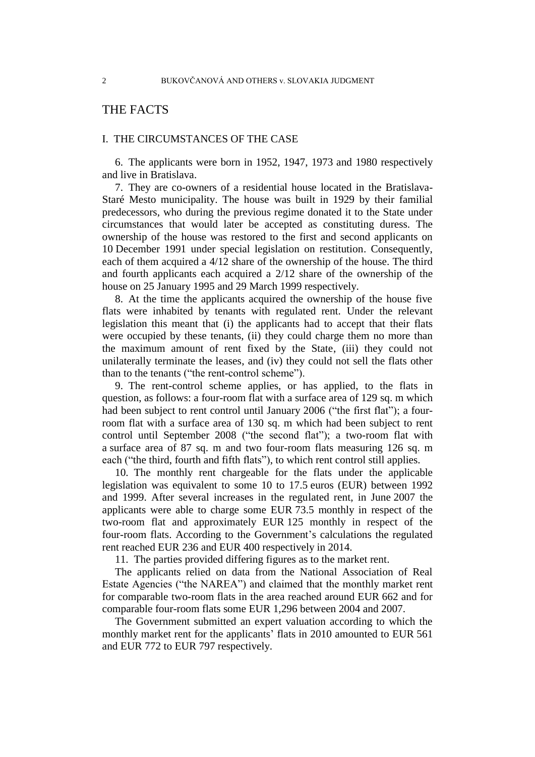# THE FACTS

## I. THE CIRCUMSTANCES OF THE CASE

6. The applicants were born in 1952, 1947, 1973 and 1980 respectively and live in Bratislava.

7. They are co-owners of a residential house located in the Bratislava-Staré Mesto municipality. The house was built in 1929 by their familial predecessors, who during the previous regime donated it to the State under circumstances that would later be accepted as constituting duress. The ownership of the house was restored to the first and second applicants on 10 December 1991 under special legislation on restitution. Consequently, each of them acquired a 4/12 share of the ownership of the house. The third and fourth applicants each acquired a 2/12 share of the ownership of the house on 25 January 1995 and 29 March 1999 respectively.

8. At the time the applicants acquired the ownership of the house five flats were inhabited by tenants with regulated rent. Under the relevant legislation this meant that (i) the applicants had to accept that their flats were occupied by these tenants, (ii) they could charge them no more than the maximum amount of rent fixed by the State, (iii) they could not unilaterally terminate the leases, and (iv) they could not sell the flats other than to the tenants ("the rent-control scheme").

9. The rent-control scheme applies, or has applied, to the flats in question, as follows: a four-room flat with a surface area of 129 sq. m which had been subject to rent control until January 2006 ("the first flat"); a four-room flat with a surface area of 130 sq. m which had been subject to rent control until September 2008 ("the second flat"); a two-room flat with a surface area of 87 sq. m and two four-room flats measuring 126 sq. m each ("the third, fourth and fifth flats"), to which rent control still applies.

10. The monthly rent chargeable for the flats under the applicable legislation was equivalent to some 10 to 17.5 euros (EUR) between 1992 and 1999. After several increases in the regulated rent, in June 2007 the applicants were able to charge some EUR 73.5 monthly in respect of the two-room flat and approximately EUR 125 monthly in respect of the four-room flats. According to the Government's calculations the regulated rent reached EUR 236 and EUR 400 respectively in 2014.

11. The parties provided differing figures as to the market rent.

The applicants relied on data from the National Association of Real Estate Agencies ("the NAREA") and claimed that the monthly market rent for comparable two-room flats in the area reached around EUR 662 and for comparable four-room flats some EUR 1,296 between 2004 and 2007.

The Government submitted an expert valuation according to which the monthly market rent for the applicants' flats in 2010 amounted to EUR 561 and EUR 772 to EUR 797 respectively.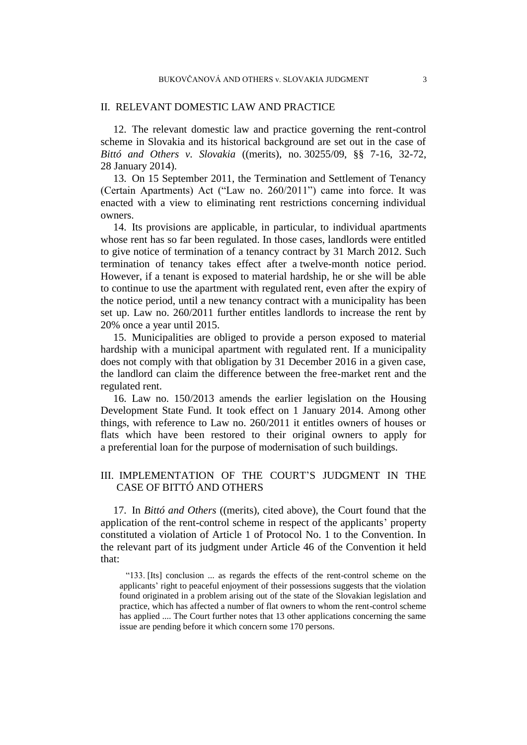## II. RELEVANT DOMESTIC LAW AND PRACTICE

12. The relevant domestic law and practice governing the rent-control scheme in Slovakia and its historical background are set out in the case of *Bittó and Others v. Slovakia* ((merits), no. 30255/09, §§ 7-16, 32-72, 28 January 2014).

13. On 15 September 2011, the Termination and Settlement of Tenancy (Certain Apartments) Act ("Law no. 260/2011") came into force. It was enacted with a view to eliminating rent restrictions concerning individual owners.

14. Its provisions are applicable, in particular, to individual apartments whose rent has so far been regulated. In those cases, landlords were entitled to give notice of termination of a tenancy contract by 31 March 2012. Such termination of tenancy takes effect after a twelve-month notice period. However, if a tenant is exposed to material hardship, he or she will be able to continue to use the apartment with regulated rent, even after the expiry of the notice period, until a new tenancy contract with a municipality has been set up. Law no. 260/2011 further entitles landlords to increase the rent by 20% once a year until 2015.

15. Municipalities are obliged to provide a person exposed to material hardship with a municipal apartment with regulated rent. If a municipality does not comply with that obligation by 31 December 2016 in a given case, the landlord can claim the difference between the free-market rent and the regulated rent.

16. Law no. 150/2013 amends the earlier legislation on the Housing Development State Fund. It took effect on 1 January 2014. Among other things, with reference to Law no. 260/2011 it entitles owners of houses or flats which have been restored to their original owners to apply for a preferential loan for the purpose of modernisation of such buildings.

## III. IMPLEMENTATION OF THE COURT'S JUDGMENT IN THE CASE OF BITTÓ AND OTHERS

17. In *Bittó and Others* ((merits), cited above), the Court found that the application of the rent-control scheme in respect of the applicants' property constituted a violation of Article 1 of Protocol No. 1 to the Convention. In the relevant part of its judgment under Article 46 of the Convention it held that:

> "133. [Its] conclusion ... as regards the effects of the rent-control scheme on the applicants' right to peaceful enjoyment of their possessions suggests that the violation found originated in a problem arising out of the state of the Slovakian legislation and practice, which has affected a number of flat owners to whom the rent-control scheme has applied .... The Court further notes that 13 other applications concerning the same issue are pending before it which concern some 170 persons.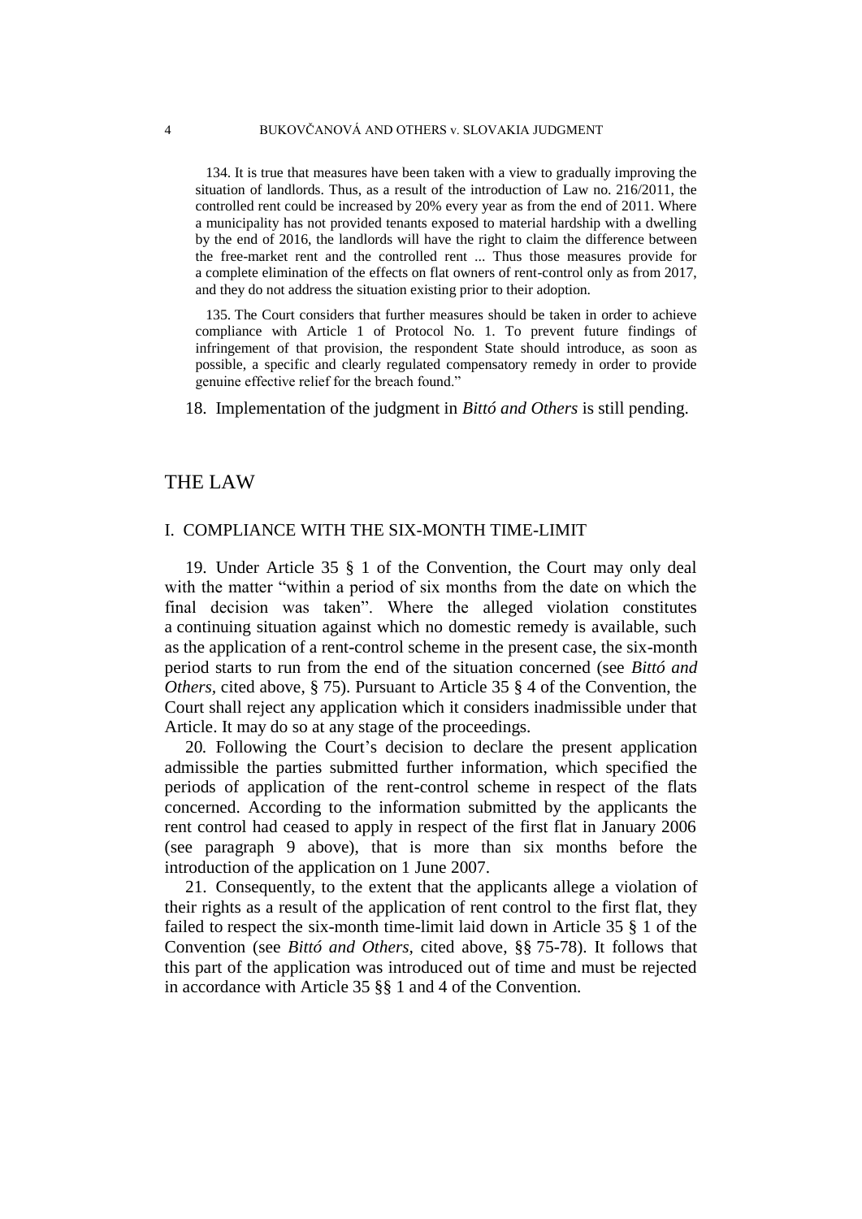134. It is true that measures have been taken with a view to gradually improving the situation of landlords. Thus, as a result of the introduction of Law no. 216/2011, the controlled rent could be increased by 20% every year as from the end of 2011. Where a municipality has not provided tenants exposed to material hardship with a dwelling by the end of 2016, the landlords will have the right to claim the difference between the free-market rent and the controlled rent ... Thus those measures provide for a complete elimination of the effects on flat owners of rent-control only as from 2017, and they do not address the situation existing prior to their adoption.

135. The Court considers that further measures should be taken in order to achieve compliance with Article 1 of Protocol No. 1. To prevent future findings of infringement of that provision, the respondent State should introduce, as soon as possible, a specific and clearly regulated compensatory remedy in order to provide genuine effective relief for the breach found."

18. Implementation of the judgment in *Bittó and Others* is still pending.

# THE LAW

## I. COMPLIANCE WITH THE SIX-MONTH TIME-LIMIT

19. Under Article 35 § 1 of the Convention, the Court may only deal with the matter "within a period of six months from the date on which the final decision was taken". Where the alleged violation constitutes a continuing situation against which no domestic remedy is available, such as the application of a rent-control scheme in the present case, the six-month period starts to run from the end of the situation concerned (see *Bittó and Others*, cited above, § 75). Pursuant to Article 35 § 4 of the Convention, the Court shall reject any application which it considers inadmissible under that Article. It may do so at any stage of the proceedings.

20. Following the Court's decision to declare the present application admissible the parties submitted further information, which specified the periods of application of the rent-control scheme in respect of the flats concerned. According to the information submitted by the applicants the rent control had ceased to apply in respect of the first flat in January 2006 (see paragraph 9 above), that is more than six months before the introduction of the application on 1 June 2007.

21. Consequently, to the extent that the applicants allege a violation of their rights as a result of the application of rent control to the first flat, they failed to respect the six-month time-limit laid down in Article 35 § 1 of the Convention (see *Bittó and Others*, cited above, §§ 75-78). It follows that this part of the application was introduced out of time and must be rejected in accordance with Article 35 §§ 1 and 4 of the Convention.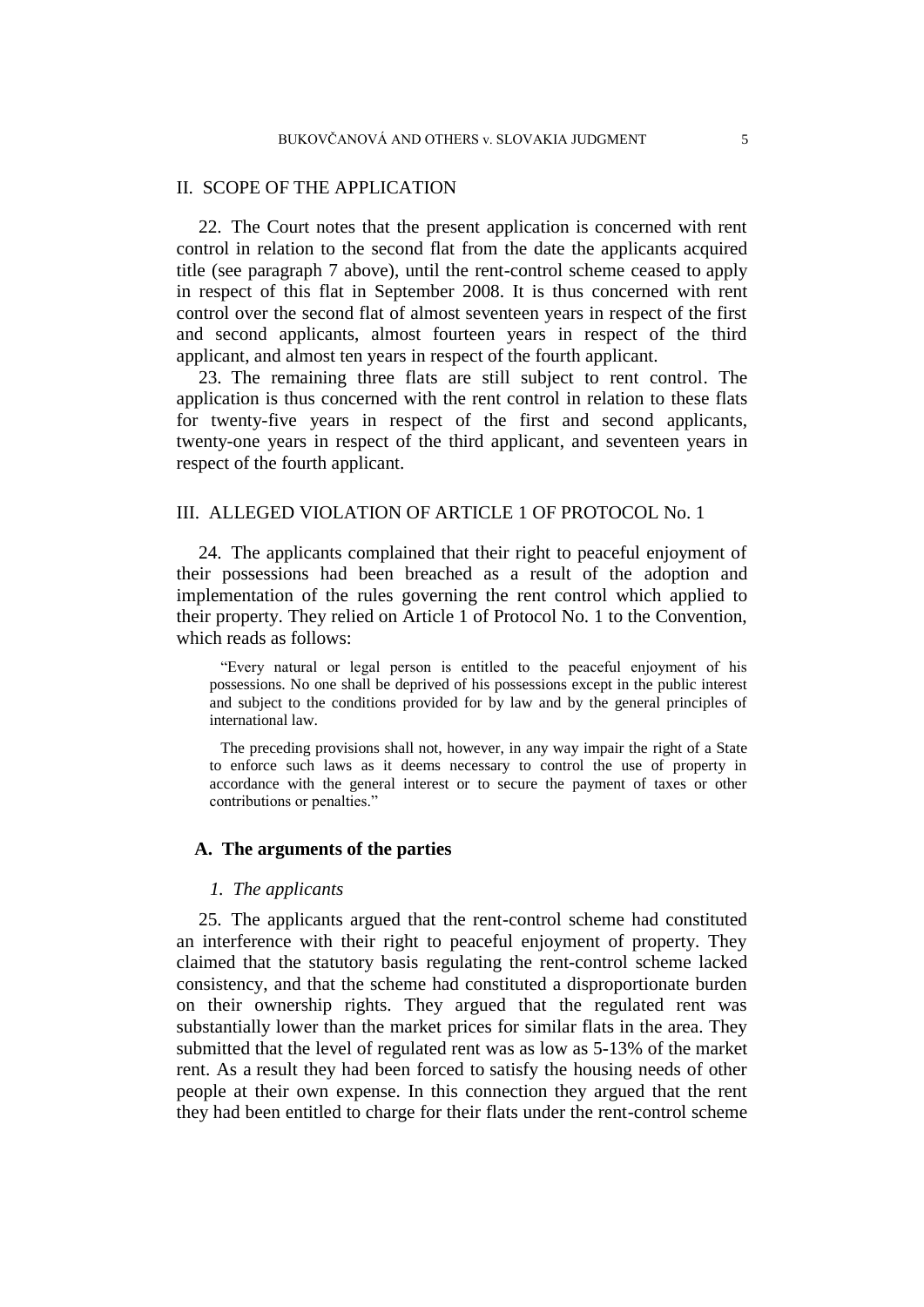## II. SCOPE OF THE APPLICATION

22. The Court notes that the present application is concerned with rent control in relation to the second flat from the date the applicants acquired title (see paragraph 7 above), until the rent-control scheme ceased to apply in respect of this flat in September 2008. It is thus concerned with rent control over the second flat of almost seventeen years in respect of the first and second applicants, almost fourteen years in respect of the third applicant, and almost ten years in respect of the fourth applicant.

23. The remaining three flats are still subject to rent control. The application is thus concerned with the rent control in relation to these flats for twenty-five years in respect of the first and second applicants, twenty-one years in respect of the third applicant, and seventeen years in respect of the fourth applicant.

## III. ALLEGED VIOLATION OF ARTICLE 1 OF PROTOCOL No. 1

24. The applicants complained that their right to peaceful enjoyment of their possessions had been breached as a result of the adoption and implementation of the rules governing the rent control which applied to their property. They relied on Article 1 of Protocol No. 1 to the Convention, which reads as follows:

> "Every natural or legal person is entitled to the peaceful enjoyment of his possessions. No one shall be deprived of his possessions except in the public interest and subject to the conditions provided for by law and by the general principles of international law.
>
> The preceding provisions shall not, however, in any way impair the right of a State to enforce such laws as it deems necessary to control the use of property in accordance with the general interest or to secure the payment of taxes or other contributions or penalties."

### A. The arguments of the parties

#### *1. The applicants*

25. The applicants argued that the rent-control scheme had constituted an interference with their right to peaceful enjoyment of property. They claimed that the statutory basis regulating the rent-control scheme lacked consistency, and that the scheme had constituted a disproportionate burden on their ownership rights. They argued that the regulated rent was substantially lower than the market prices for similar flats in the area. They submitted that the level of regulated rent was as low as 5-13% of the market rent. As a result they had been forced to satisfy the housing needs of other people at their own expense. In this connection they argued that the rent they had been entitled to charge for their flats under the rent-control scheme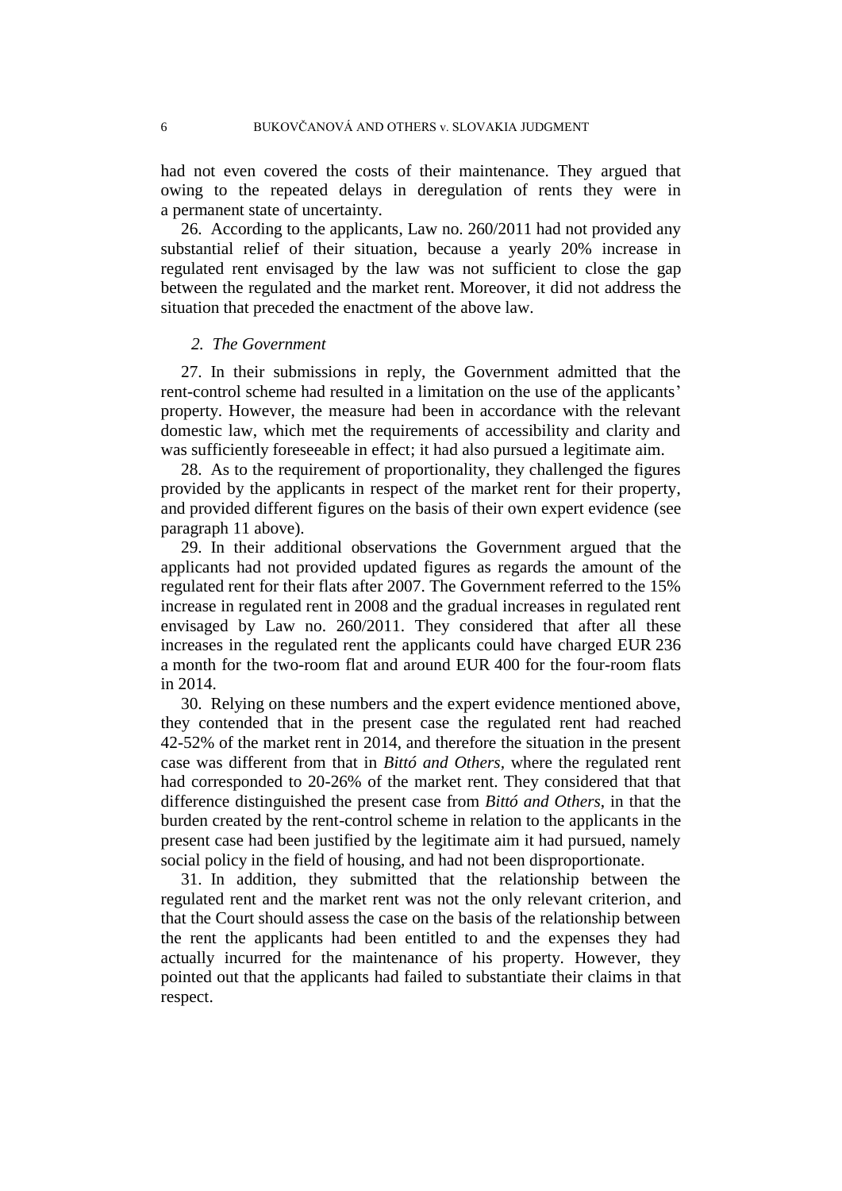had not even covered the costs of their maintenance. They argued that owing to the repeated delays in deregulation of rents they were in a permanent state of uncertainty.

26. According to the applicants, Law no. 260/2011 had not provided any substantial relief of their situation, because a yearly 20% increase in regulated rent envisaged by the law was not sufficient to close the gap between the regulated and the market rent. Moreover, it did not address the situation that preceded the enactment of the above law.

*2. The Government*

27. In their submissions in reply, the Government admitted that the rent-control scheme had resulted in a limitation on the use of the applicants' property. However, the measure had been in accordance with the relevant domestic law, which met the requirements of accessibility and clarity and was sufficiently foreseeable in effect; it had also pursued a legitimate aim.

28. As to the requirement of proportionality, they challenged the figures provided by the applicants in respect of the market rent for their property, and provided different figures on the basis of their own expert evidence (see paragraph 11 above).

29. In their additional observations the Government argued that the applicants had not provided updated figures as regards the amount of the regulated rent for their flats after 2007. The Government referred to the 15% increase in regulated rent in 2008 and the gradual increases in regulated rent envisaged by Law no. 260/2011. They considered that after all these increases in the regulated rent the applicants could have charged EUR 236 a month for the two-room flat and around EUR 400 for the four-room flats in 2014.

30. Relying on these numbers and the expert evidence mentioned above, they contended that in the present case the regulated rent had reached 42-52% of the market rent in 2014, and therefore the situation in the present case was different from that in *Bittó and Others*, where the regulated rent had corresponded to 20-26% of the market rent. They considered that that difference distinguished the present case from *Bittó and Others*, in that the burden created by the rent-control scheme in relation to the applicants in the present case had been justified by the legitimate aim it had pursued, namely social policy in the field of housing, and had not been disproportionate.

31. In addition, they submitted that the relationship between the regulated rent and the market rent was not the only relevant criterion, and that the Court should assess the case on the basis of the relationship between the rent the applicants had been entitled to and the expenses they had actually incurred for the maintenance of his property. However, they pointed out that the applicants had failed to substantiate their claims in that respect.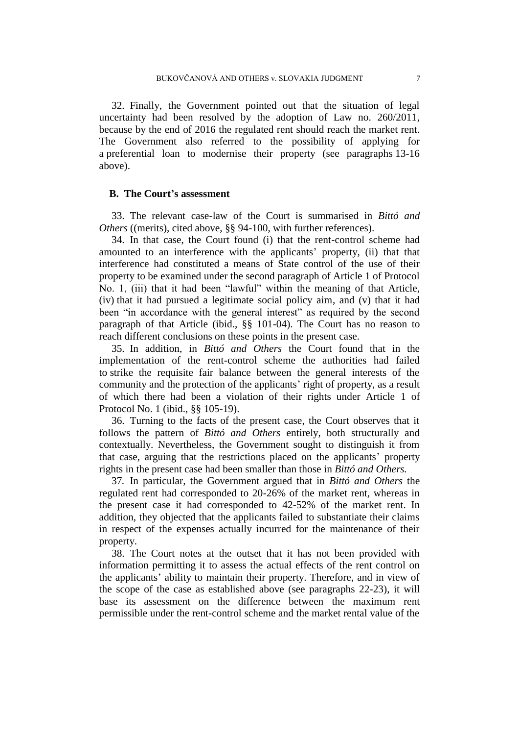32. Finally, the Government pointed out that the situation of legal uncertainty had been resolved by the adoption of Law no. 260/2011, because by the end of 2016 the regulated rent should reach the market rent. The Government also referred to the possibility of applying for a preferential loan to modernise their property (see paragraphs 13-16 above).

## B. The Court's assessment

33. The relevant case-law of the Court is summarised in *Bittó and Others* ((merits), cited above, §§ 94-100, with further references).

34. In that case, the Court found (i) that the rent-control scheme had amounted to an interference with the applicants' property, (ii) that that interference had constituted a means of State control of the use of their property to be examined under the second paragraph of Article 1 of Protocol No. 1, (iii) that it had been "lawful" within the meaning of that Article, (iv) that it had pursued a legitimate social policy aim, and (v) that it had been "in accordance with the general interest" as required by the second paragraph of that Article (ibid., §§ 101-04). The Court has no reason to reach different conclusions on these points in the present case.

35. In addition, in *Bittó and Others* the Court found that in the implementation of the rent-control scheme the authorities had failed to strike the requisite fair balance between the general interests of the community and the protection of the applicants' right of property, as a result of which there had been a violation of their rights under Article 1 of Protocol No. 1 (ibid., §§ 105-19).

36. Turning to the facts of the present case, the Court observes that it follows the pattern of *Bittó and Others* entirely, both structurally and contextually. Nevertheless, the Government sought to distinguish it from that case, arguing that the restrictions placed on the applicants' property rights in the present case had been smaller than those in *Bittó and Others.*

37. In particular, the Government argued that in *Bittó and Others* the regulated rent had corresponded to 20-26% of the market rent, whereas in the present case it had corresponded to 42-52% of the market rent. In addition, they objected that the applicants failed to substantiate their claims in respect of the expenses actually incurred for the maintenance of their property.

38. The Court notes at the outset that it has not been provided with information permitting it to assess the actual effects of the rent control on the applicants' ability to maintain their property. Therefore, and in view of the scope of the case as established above (see paragraphs 22-23), it will base its assessment on the difference between the maximum rent permissible under the rent-control scheme and the market rental value of the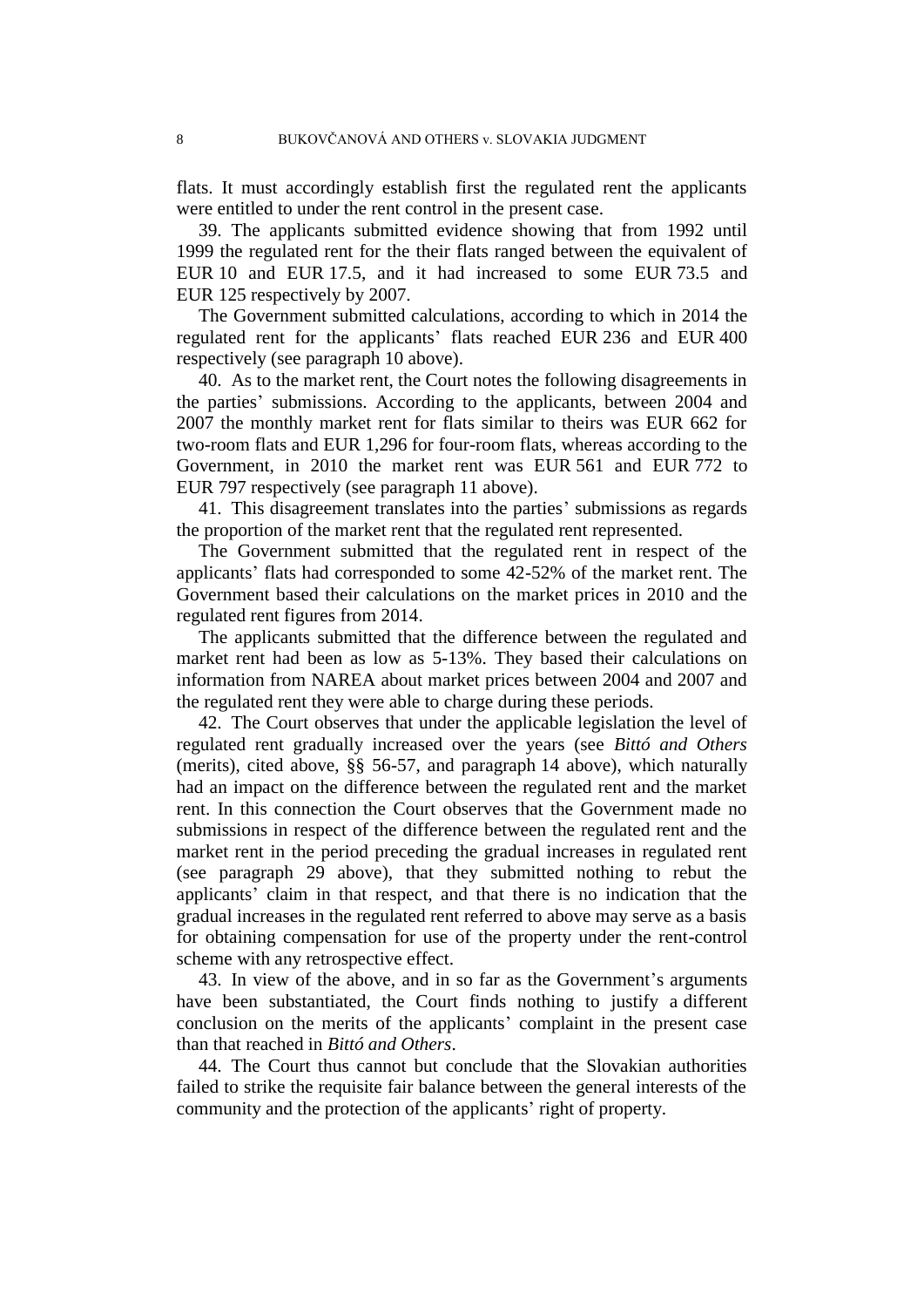flats. It must accordingly establish first the regulated rent the applicants were entitled to under the rent control in the present case.

39. The applicants submitted evidence showing that from 1992 until 1999 the regulated rent for the their flats ranged between the equivalent of EUR 10 and EUR 17.5, and it had increased to some EUR 73.5 and EUR 125 respectively by 2007.

The Government submitted calculations, according to which in 2014 the regulated rent for the applicants' flats reached EUR 236 and EUR 400 respectively (see paragraph 10 above).

40. As to the market rent, the Court notes the following disagreements in the parties' submissions. According to the applicants, between 2004 and 2007 the monthly market rent for flats similar to theirs was EUR 662 for two-room flats and EUR 1,296 for four-room flats, whereas according to the Government, in 2010 the market rent was EUR 561 and EUR 772 to EUR 797 respectively (see paragraph 11 above).

41. This disagreement translates into the parties' submissions as regards the proportion of the market rent that the regulated rent represented.

The Government submitted that the regulated rent in respect of the applicants' flats had corresponded to some 42-52% of the market rent. The Government based their calculations on the market prices in 2010 and the regulated rent figures from 2014.

The applicants submitted that the difference between the regulated and market rent had been as low as 5-13%. They based their calculations on information from NAREA about market prices between 2004 and 2007 and the regulated rent they were able to charge during these periods.

42. The Court observes that under the applicable legislation the level of regulated rent gradually increased over the years (see *Bittó and Others* (merits), cited above, §§ 56-57, and paragraph 14 above), which naturally had an impact on the difference between the regulated rent and the market rent. In this connection the Court observes that the Government made no submissions in respect of the difference between the regulated rent and the market rent in the period preceding the gradual increases in regulated rent (see paragraph 29 above), that they submitted nothing to rebut the applicants' claim in that respect, and that there is no indication that the gradual increases in the regulated rent referred to above may serve as a basis for obtaining compensation for use of the property under the rent-control scheme with any retrospective effect.

43. In view of the above, and in so far as the Government's arguments have been substantiated, the Court finds nothing to justify a different conclusion on the merits of the applicants' complaint in the present case than that reached in *Bittó and Others*.

44. The Court thus cannot but conclude that the Slovakian authorities failed to strike the requisite fair balance between the general interests of the community and the protection of the applicants' right of property.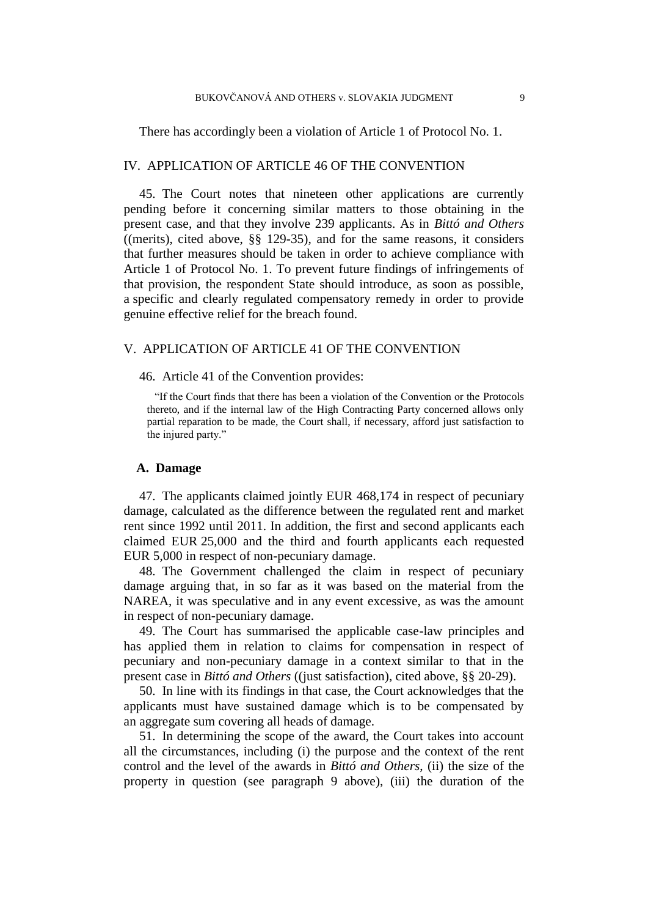There has accordingly been a violation of Article 1 of Protocol No. 1.

## IV. APPLICATION OF ARTICLE 46 OF THE CONVENTION

45. The Court notes that nineteen other applications are currently pending before it concerning similar matters to those obtaining in the present case, and that they involve 239 applicants. As in *Bittó and Others* ((merits), cited above, §§ 129-35), and for the same reasons, it considers that further measures should be taken in order to achieve compliance with Article 1 of Protocol No. 1. To prevent future findings of infringements of that provision, the respondent State should introduce, as soon as possible, a specific and clearly regulated compensatory remedy in order to provide genuine effective relief for the breach found.

## V. APPLICATION OF ARTICLE 41 OF THE CONVENTION

46. Article 41 of the Convention provides:

> "If the Court finds that there has been a violation of the Convention or the Protocols thereto, and if the internal law of the High Contracting Party concerned allows only partial reparation to be made, the Court shall, if necessary, afford just satisfaction to the injured party."

### A. Damage

47. The applicants claimed jointly EUR 468,174 in respect of pecuniary damage, calculated as the difference between the regulated rent and market rent since 1992 until 2011. In addition, the first and second applicants each claimed EUR 25,000 and the third and fourth applicants each requested EUR 5,000 in respect of non-pecuniary damage.

48. The Government challenged the claim in respect of pecuniary damage arguing that, in so far as it was based on the material from the NAREA, it was speculative and in any event excessive, as was the amount in respect of non-pecuniary damage.

49. The Court has summarised the applicable case-law principles and has applied them in relation to claims for compensation in respect of pecuniary and non-pecuniary damage in a context similar to that in the present case in *Bittó and Others* ((just satisfaction), cited above, §§ 20-29).

50. In line with its findings in that case, the Court acknowledges that the applicants must have sustained damage which is to be compensated by an aggregate sum covering all heads of damage.

51. In determining the scope of the award, the Court takes into account all the circumstances, including (i) the purpose and the context of the rent control and the level of the awards in *Bittó and Others*, (ii) the size of the property in question (see paragraph 9 above), (iii) the duration of the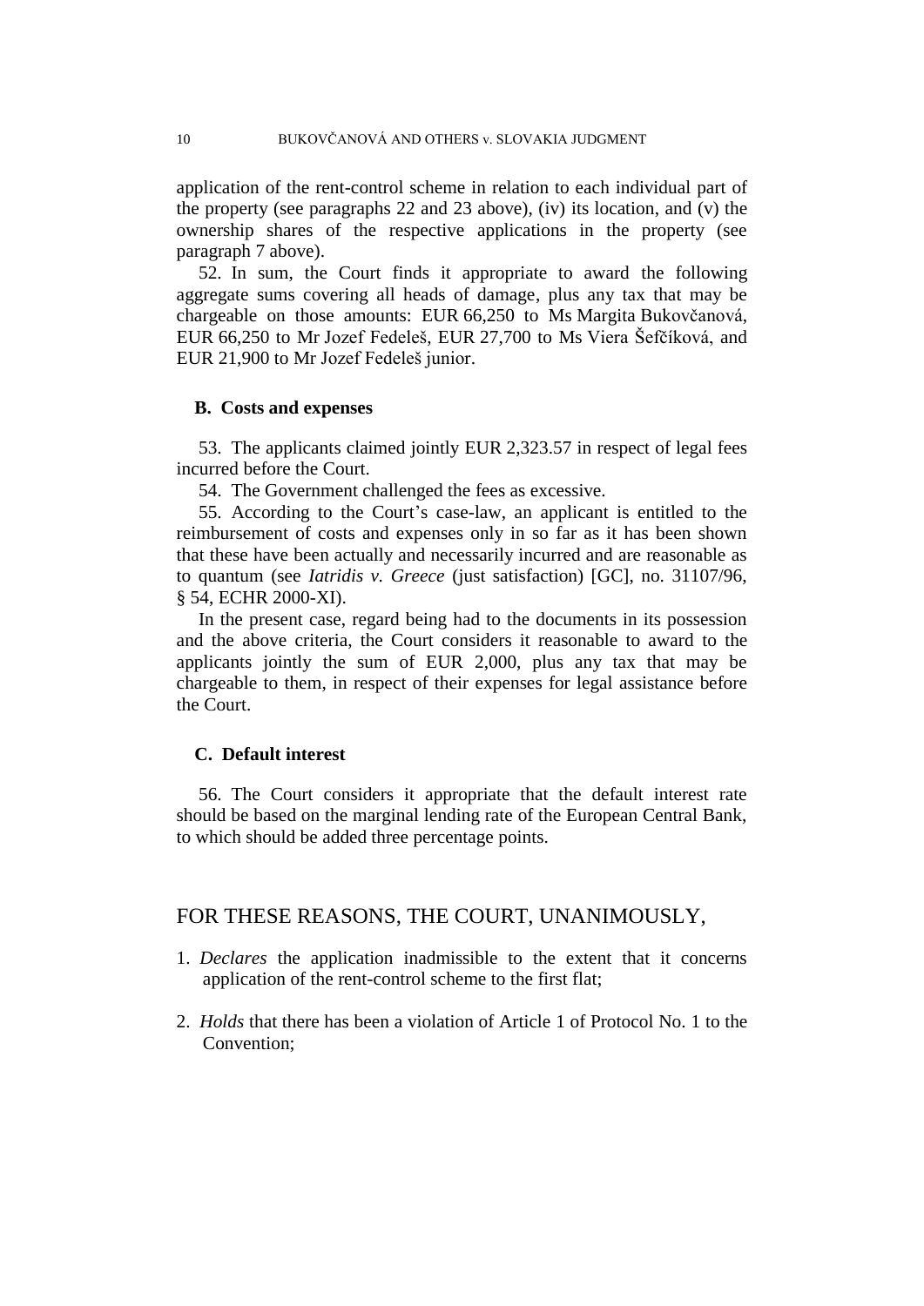application of the rent-control scheme in relation to each individual part of the property (see paragraphs 22 and 23 above), (iv) its location, and (v) the ownership shares of the respective applications in the property (see paragraph 7 above).

52. In sum, the Court finds it appropriate to award the following aggregate sums covering all heads of damage, plus any tax that may be chargeable on those amounts: EUR 66,250 to Ms Margita Bukovčanová, EUR 66,250 to Mr Jozef Fedeleš, EUR 27,700 to Ms Viera Šefčíková, and EUR 21,900 to Mr Jozef Fedeleš junior.

### B. Costs and expenses

53. The applicants claimed jointly EUR 2,323.57 in respect of legal fees incurred before the Court.

54. The Government challenged the fees as excessive.

55. According to the Court's case-law, an applicant is entitled to the reimbursement of costs and expenses only in so far as it has been shown that these have been actually and necessarily incurred and are reasonable as to quantum (see *Iatridis v. Greece* (just satisfaction) [GC], no. 31107/96, § 54, ECHR 2000-XI).

In the present case, regard being had to the documents in its possession and the above criteria, the Court considers it reasonable to award to the applicants jointly the sum of EUR 2,000, plus any tax that may be chargeable to them, in respect of their expenses for legal assistance before the Court.

### C. Default interest

56. The Court considers it appropriate that the default interest rate should be based on the marginal lending rate of the European Central Bank, to which should be added three percentage points.

## FOR THESE REASONS, THE COURT, UNANIMOUSLY,

1. *Declares* the application inadmissible to the extent that it concerns application of the rent-control scheme to the first flat;

2. *Holds* that there has been a violation of Article 1 of Protocol No. 1 to the Convention;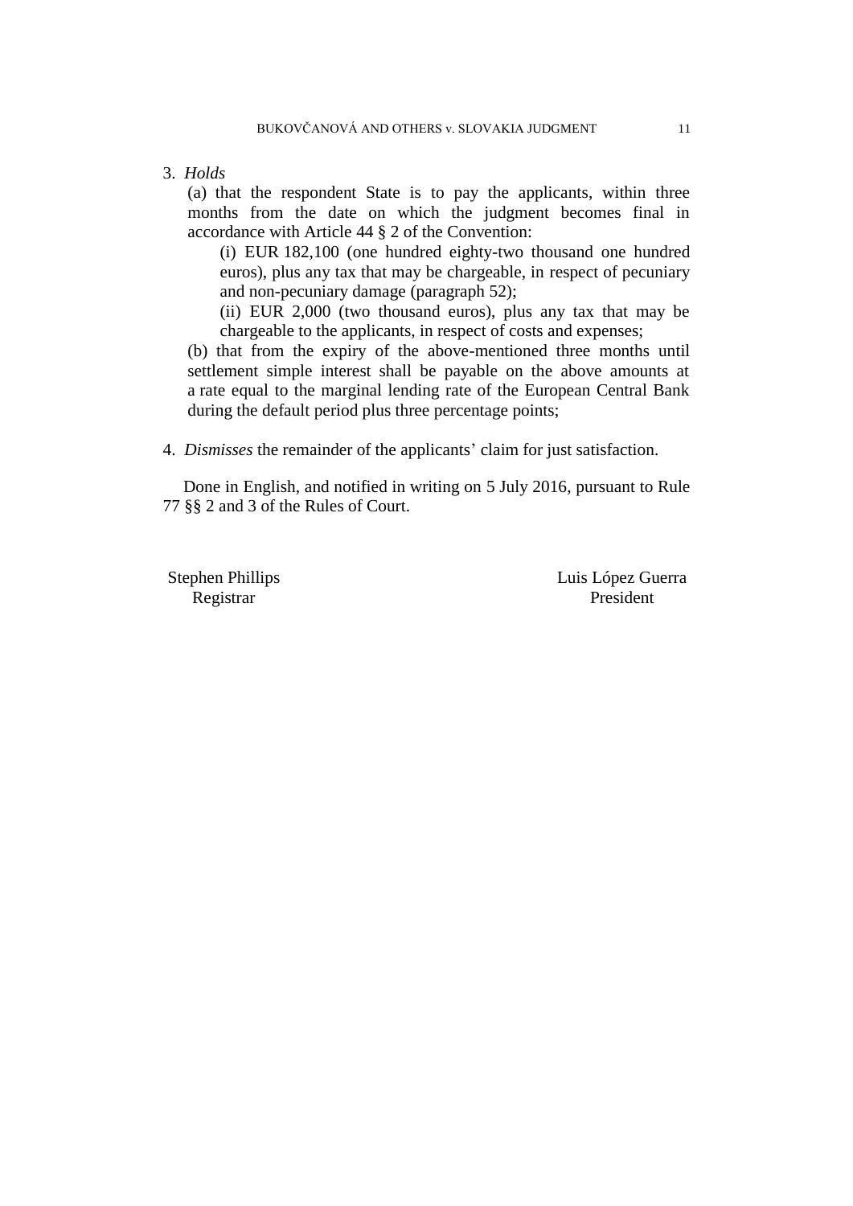3. *Holds*

(a) that the respondent State is to pay the applicants, within three months from the date on which the judgment becomes final in accordance with Article 44 § 2 of the Convention:

(i) EUR 182,100 (one hundred eighty-two thousand one hundred euros), plus any tax that may be chargeable, in respect of pecuniary and non-pecuniary damage (paragraph 52);

(ii) EUR 2,000 (two thousand euros), plus any tax that may be chargeable to the applicants, in respect of costs and expenses;

(b) that from the expiry of the above-mentioned three months until settlement simple interest shall be payable on the above amounts at a rate equal to the marginal lending rate of the European Central Bank during the default period plus three percentage points;

4. *Dismisses* the remainder of the applicants' claim for just satisfaction.

Done in English, and notified in writing on 5 July 2016, pursuant to Rule 77 §§ 2 and 3 of the Rules of Court.

| | |
|---|---|
| Stephen Phillips | Luis López Guerra |
| Registrar | President |